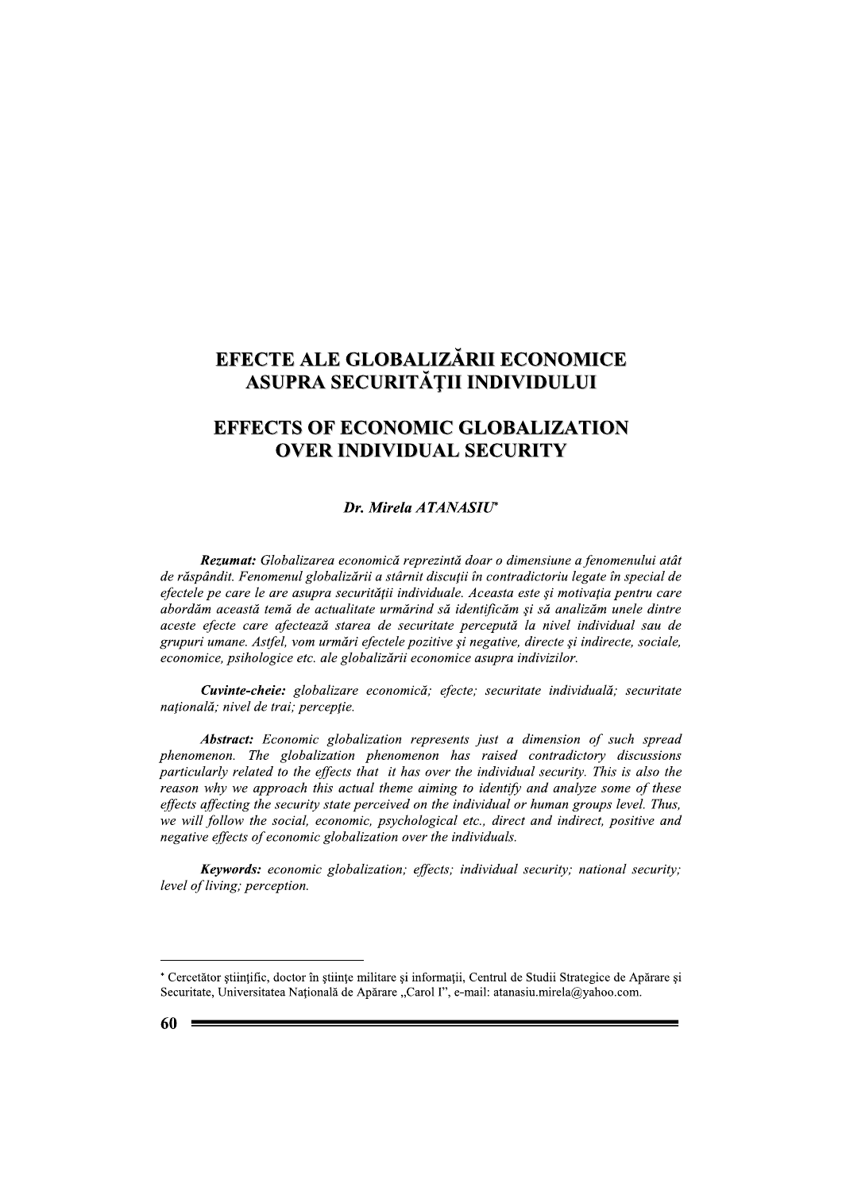# EFECTE ALE GLOBALIZĂRII ECONOMICE ASUPRA SECURITĂŢII INDIVIDULUI

# EFFECTS OF ECONOMIC GLOBALIZATION OVER INDIVIDUAL SECURITY

**Dr. Mirela ATANASIU***

***Rezumat:*** *Globalizarea economică reprezintă doar o dimensiune a fenomenului atât de răspândit. Fenomenul globalizării a stârnit discuţii în contradictoriu legate în special de efectele pe care le are asupra securităţii individuale. Aceasta este şi motivaţia pentru care abordăm această temă de actualitate urmărind să identificăm şi să analizăm unele dintre aceste efecte care afectează starea de securitate percepută la nivel individual sau de grupuri umane. Astfel, vom urmări efectele pozitive şi negative, directe şi indirecte, sociale, economice, psihologice etc. ale globalizării economice asupra indivizilor.*

***Cuvinte-cheie:*** *globalizare economică; efecte; securitate individuală; securitate naţională; nivel de trai; percepţie.*

***Abstract:*** *Economic globalization represents just a dimension of such spread phenomenon. The globalization phenomenon has raised contradictory discussions particularly related to the effects that it has over the individual security. This is also the reason why we approach this actual theme aiming to identify and analyze some of these effects affecting the security state perceived on the individual or human groups level. Thus, we will follow the social, economic, psychological etc., direct and indirect, positive and negative effects of economic globalization over the individuals.*

***Keywords:*** *economic globalization; effects; individual security; national security; level of living; perception.*

---

* Cercetător ştiinţific, doctor în ştiinţe militare şi informaţii, Centrul de Studii Strategice de Apărare şi Securitate, Universitatea Naţională de Apărare „Carol I”, e-mail: atanasiu.mirela@yahoo.com.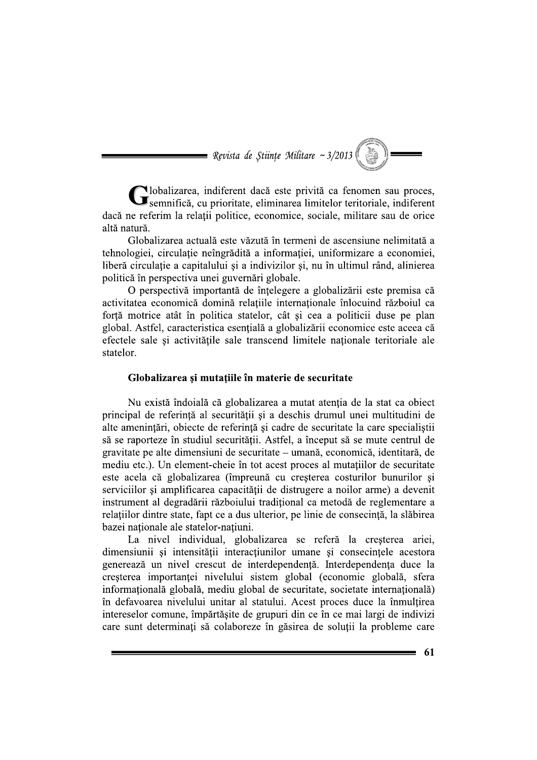Globalizarea, indiferent dacă este privită ca fenomen sau proces, semnifică, cu prioritate, eliminarea limitelor teritoriale, indiferent dacă ne referim la relaţii politice, economice, sociale, militare sau de orice altă natură.

Globalizarea actuală este văzută în termeni de ascensiune nelimitată a tehnologiei, circulaţie neîngrădită a informaţiei, uniformizare a economiei, liberă circulaţie a capitalului şi a indivizilor şi, nu în ultimul rând, alinierea politică în perspectiva unei guvernări globale.

O perspectivă importantă de înţelegere a globalizării este premisa că activitatea economică domină relaţiile internaţionale înlocuind războiul ca forţă motrice atât în politica statelor, cât şi cea a politicii duse pe plan global. Astfel, caracteristica esenţială a globalizării economice este aceea că efectele sale şi activităţile sale transcend limitele naţionale teritoriale ale statelor.

### Globalizarea şi mutaţiile în materie de securitate

Nu există îndoială că globalizarea a mutat atenţia de la stat ca obiect principal de referinţă al securităţii şi a deschis drumul unei multitudini de alte ameninţări, obiecte de referinţă şi cadre de securitate la care specialiştii să se raporteze în studiul securităţii. Astfel, a început să se mute centrul de gravitate pe alte dimensiuni de securitate – umană, economică, identitară, de mediu etc.). Un element-cheie în tot acest proces al mutaţiilor de securitate este acela că globalizarea (împreună cu creşterea costurilor bunurilor şi serviciilor şi amplificarea capacităţii de distrugere a noilor arme) a devenit instrument al degradării războiului tradiţional ca metodă de reglementare a relaţiilor dintre state, fapt ce a dus ulterior, pe linie de consecinţă, la slăbirea bazei naţionale ale statelor-naţiuni.

La nivel individual, globalizarea se referă la creşterea ariei, dimensiunii şi intensităţii interacţiunilor umane şi consecinţele acestora generează un nivel crescut de interdependenţă. Interdependenţa duce la creşterea importanţei nivelului sistem global (economie globală, sfera informaţională globală, mediu global de securitate, societate internaţională) în defavoarea nivelului unitar al statului. Acest proces duce la înmulţirea intereselor comune, împărtăşite de grupuri din ce în ce mai largi de indivizi care sunt determinaţi să colaboreze în găsirea de soluţii la probleme care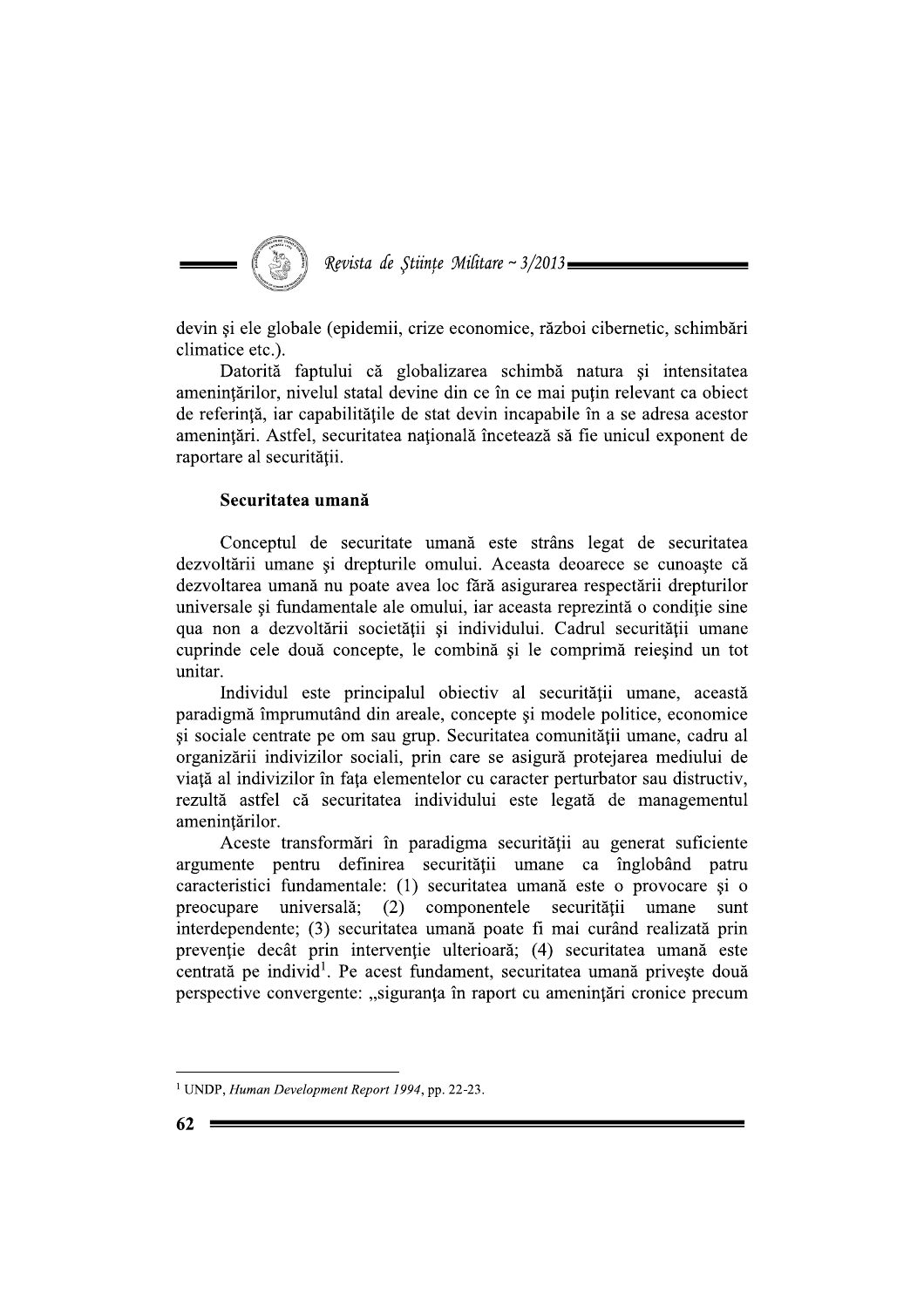devin şi ele globale (epidemii, crize economice, război cibernetic, schimbări climatice etc.).

Datorită faptului că globalizarea schimbă natura şi intensitatea ameninţărilor, nivelul statal devine din ce în ce mai puţin relevant ca obiect de referinţă, iar capabilităţile de stat devin incapabile în a se adresa acestor ameninţări. Astfel, securitatea naţională încetează să fie unicul exponent de raportare al securităţii.

**Securitatea umană**

Conceptul de securitate umană este strâns legat de securitatea dezvoltării umane şi drepturile omului. Aceasta deoarece se cunoaşte că dezvoltarea umană nu poate avea loc fără asigurarea respectării drepturilor universale şi fundamentale ale omului, iar aceasta reprezintă o condiţie sine qua non a dezvoltării societăţii şi individului. Cadrul securităţii umane cuprinde cele două concepte, le combină şi le comprimă reieşind un tot unitar.

Individul este principalul obiectiv al securităţii umane, această paradigmă împrumutând din areale, concepte şi modele politice, economice şi sociale centrate pe om sau grup. Securitatea comunităţii umane, cadru al organizării indivizilor sociali, prin care se asigură protejarea mediului de viaţă al indivizilor în faţa elementelor cu caracter perturbator sau distructiv, rezultă astfel că securitatea individului este legată de managementul ameninţărilor.

Aceste transformări în paradigma securităţii au generat suficiente argumente pentru definirea securităţii umane ca înglobând patru caracteristici fundamentale: (1) securitatea umană este o provocare şi o preocupare universală; (2) componentele securităţii umane sunt interdependente; (3) securitatea umană poate fi mai curând realizată prin prevenţie decât prin intervenţie ulterioară; (4) securitatea umană este centrată pe individ[1]. Pe acest fundament, securitatea umană priveşte două perspective convergente: „siguranţa în raport cu ameninţări cronice precum

---

[1] UNDP, *Human Development Report 1994*, pp. 22-23.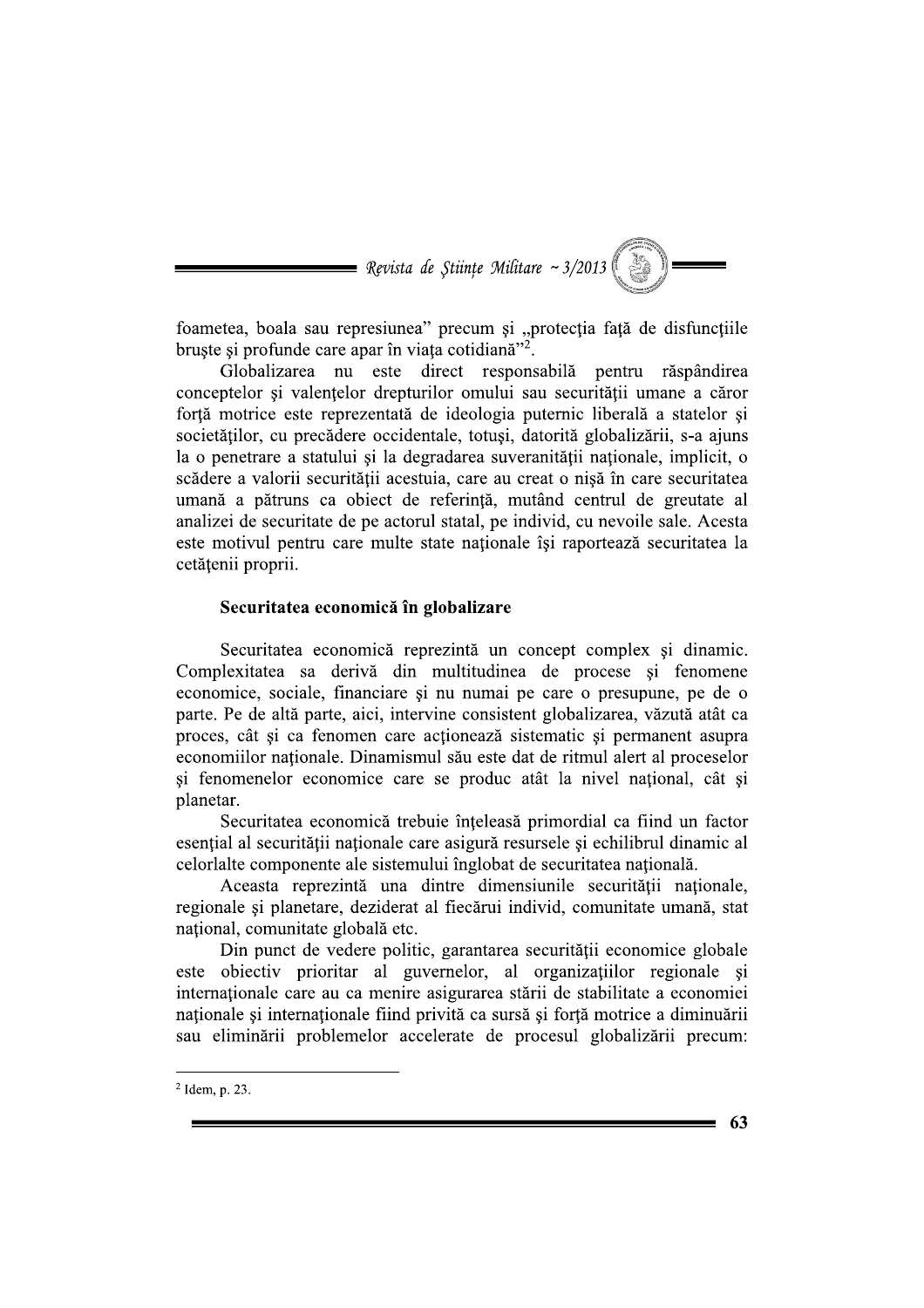foametea, boala sau represiunea" precum şi „protecţia faţă de disfuncţiile bruşte şi profunde care apar în viaţa cotidiană"[2].

Globalizarea nu este direct responsabilă pentru răspândirea conceptelor şi valenţelor drepturilor omului sau securităţii umane a căror forţă motrice este reprezentată de ideologia puternic liberală a statelor şi societăţilor, cu precădere occidentale, totuşi, datorită globalizării, s-a ajuns la o penetrare a statului şi la degradarea suveranităţii naţionale, implicit, o scădere a valorii securităţii acestuia, care au creat o nişă în care securitatea umană a pătruns ca obiect de referinţă, mutând centrul de greutate al analizei de securitate de pe actorul statal, pe individ, cu nevoile sale. Acesta este motivul pentru care multe state naţionale îşi raportează securitatea la cetăţenii proprii.

### Securitatea economică în globalizare

Securitatea economică reprezintă un concept complex şi dinamic. Complexitatea sa derivă din multitudinea de procese şi fenomene economice, sociale, financiare şi nu numai pe care o presupune, pe de o parte. Pe de altă parte, aici, intervine consistent globalizarea, văzută atât ca proces, cât şi ca fenomen care acţionează sistematic şi permanent asupra economiilor naţionale. Dinamismul său este dat de ritmul alert al proceselor şi fenomenelor economice care se produc atât la nivel naţional, cât şi planetar.

Securitatea economică trebuie înţeleasă primordial ca fiind un factor esenţial al securităţii naţionale care asigură resursele şi echilibrul dinamic al celorlalte componente ale sistemului înglobat de securitatea naţională.

Aceasta reprezintă una dintre dimensiunile securităţii naţionale, regionale şi planetare, deziderat al fiecărui individ, comunitate umană, stat naţional, comunitate globală etc.

Din punct de vedere politic, garantarea securităţii economice globale este obiectiv prioritar al guvernelor, al organizaţiilor regionale şi internaţionale care au ca menire asigurarea stării de stabilitate a economiei naţionale şi internaţionale fiind privită ca sursă şi forţă motrice a diminuării sau eliminării problemelor accelerate de procesul globalizării precum:

---

[2] Idem, p. 23.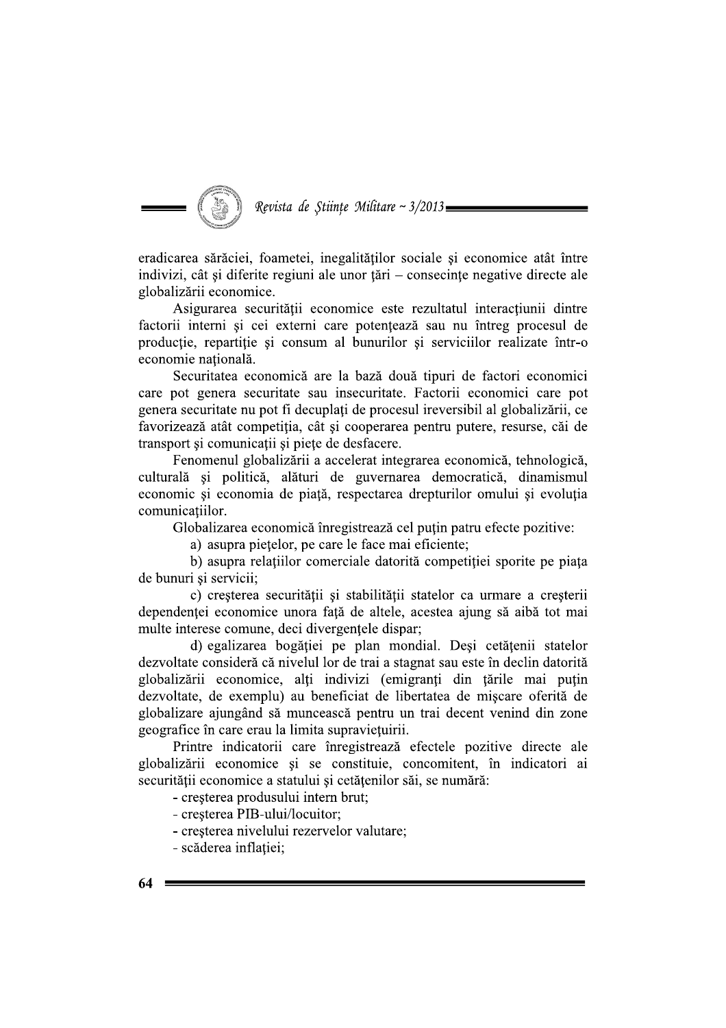eradicarea sărăciei, foametei, inegalităților sociale și economice atât între indivizi, cât și diferite regiuni ale unor țări – consecințe negative directe ale globalizării economice.

Asigurarea securității economice este rezultatul interacțiunii dintre factorii interni și cei externi care potențează sau nu întreg procesul de producție, repartiție și consum al bunurilor și serviciilor realizate într-o economie națională.

Securitatea economică are la bază două tipuri de factori economici care pot genera securitate sau insecuritate. Factorii economici care pot genera securitate nu pot fi decuplați de procesul ireversibil al globalizării, ce favorizează atât competiția, cât și cooperarea pentru putere, resurse, căi de transport și comunicații și piețe de desfacere.

Fenomenul globalizării a accelerat integrarea economică, tehnologică, culturală și politică, alături de guvernarea democratică, dinamismul economic și economia de piață, respectarea drepturilor omului și evoluția comunicațiilor.

Globalizarea economică înregistrează cel puțin patru efecte pozitive:

a) asupra piețelor, pe care le face mai eficiente;

b) asupra relațiilor comerciale datorită competiției sporite pe piața de bunuri și servicii;

c) creșterea securității și stabilității statelor ca urmare a creșterii dependenței economice unora față de altele, acestea ajung să aibă tot mai multe interese comune, deci divergențele dispar;

d) egalizarea bogăției pe plan mondial. Deși cetățenii statelor dezvoltate consideră că nivelul lor de trai a stagnat sau este în declin datorită globalizării economice, alți indivizi (emigranți din țările mai puțin dezvoltate, de exemplu) au beneficiat de libertatea de mișcare oferită de globalizare ajungând să muncească pentru un trai decent venind din zone geografice în care erau la limita supraviețuirii.

Printre indicatorii care înregistrează efectele pozitive directe ale globalizării economice și se constituie, concomitent, în indicatori ai securității economice a statului și cetățenilor săi, se numără:

- creșterea produsului intern brut;
- creșterea PIB-ului/locuitor;
- creșterea nivelului rezervelor valutare;
- scăderea inflației;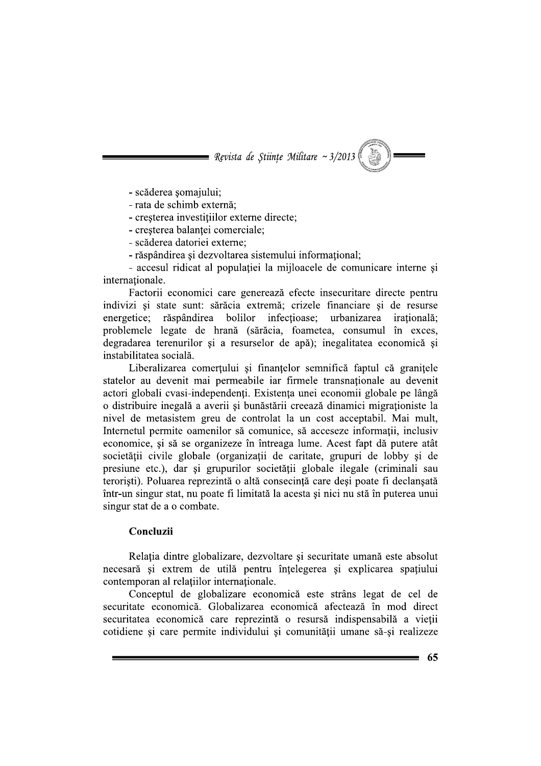- scăderea şomajului;
- rata de schimb externă;
- creşterea investiţiilor externe directe;
- creşterea balanţei comerciale;
- scăderea datoriei externe;
- răspândirea şi dezvoltarea sistemului informaţional;
- accesul ridicat al populaţiei la mijloacele de comunicare interne şi internaţionale.

Factorii economici care generează efecte insecuritare directe pentru indivizi şi state sunt: sărăcia extremă; crizele financiare şi de resurse energetice; răspândirea bolilor infecţioase; urbanizarea iraţională; problemele legate de hrană (sărăcia, foametea, consumul în exces, degradarea terenurilor şi a resurselor de apă); inegalitatea economică şi instabilitatea socială.

Liberalizarea comerţului şi finanţelor semnifică faptul că graniţele statelor au devenit mai permeabile iar firmele transnaţionale au devenit actori globali cvasi-independenţi. Existenţa unei economii globale pe lângă o distribuire inegală a averii şi bunăstării creează dinamici migraţioniste la nivel de metasistem greu de controlat la un cost acceptabil. Mai mult, Internetul permite oamenilor să comunice, să acceseze informaţii, inclusiv economice, şi să se organizeze în întreaga lume. Acest fapt dă putere atât societăţii civile globale (organizaţii de caritate, grupuri de lobby şi de presiune etc.), dar şi grupurilor societăţii globale ilegale (criminali sau terorişti). Poluarea reprezintă o altă consecinţă care deşi poate fi declanşată într-un singur stat, nu poate fi limitată la acesta şi nici nu stă în puterea unui singur stat de a o combate.

## Concluzii

Relaţia dintre globalizare, dezvoltare şi securitate umană este absolut necesară şi extrem de utilă pentru înţelegerea şi explicarea spaţiului contemporan al relaţiilor internaţionale.

Conceptul de globalizare economică este strâns legat de cel de securitate economică. Globalizarea economică afectează în mod direct securitatea economică care reprezintă o resursă indispensabilă a vieţii cotidiene şi care permite individului şi comunităţii umane să-şi realizeze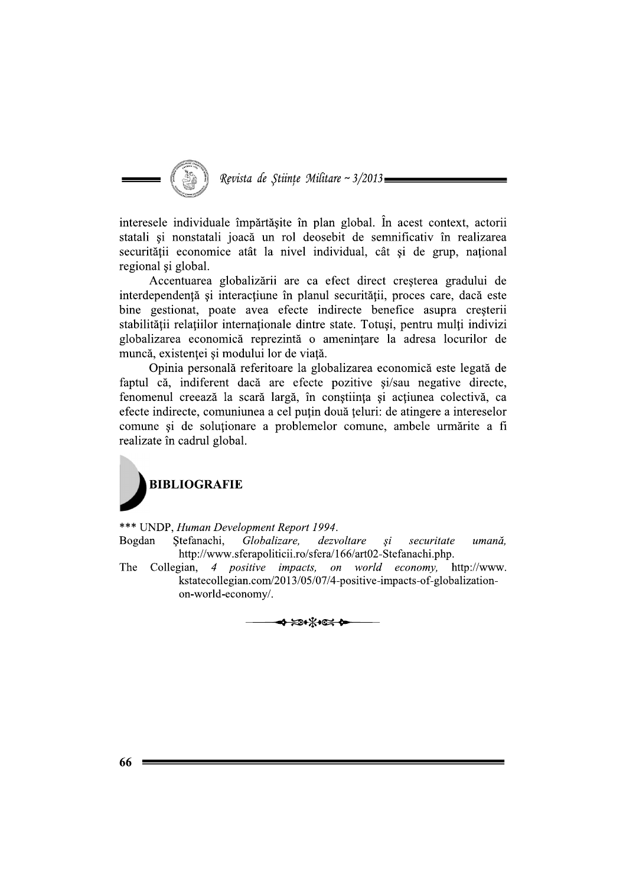interesele individuale împărtăşite în plan global. În acest context, actorii statali şi nonstatali joacă un rol deosebit de semnificativ în realizarea securităţii economice atât la nivel individual, cât şi de grup, naţional regional şi global.

Accentuarea globalizării are ca efect direct creşterea gradului de interdependenţă şi interacţiune în planul securităţii, proces care, dacă este bine gestionat, poate avea efecte indirecte benefice asupra creşterii stabilităţii relaţiilor internaţionale dintre state. Totuşi, pentru mulţi indivizi globalizarea economică reprezintă o ameninţare la adresa locurilor de muncă, existenţei şi modului lor de viaţă.

Opinia personală referitoare la globalizarea economică este legată de faptul că, indiferent dacă are efecte pozitive şi/sau negative directe, fenomenul creează la scară largă, în conştiinţa şi acţiunea colectivă, ca efecte indirecte, comuniunea a cel puţin două ţeluri: de atingere a intereselor comune şi de soluţionare a problemelor comune, ambele urmărite a fi realizate în cadrul global.

## BIBLIOGRAFIE

*** UNDP, *Human Development Report 1994*.

Bogdan Ştefanachi, *Globalizare, dezvoltare şi securitate umană*, http://www.sferapoliticii.ro/sfera/166/art02-Stefanachi.php.

The Collegian, *4 positive impacts, on world economy*, http://www.kstatecollegian.com/2013/05/07/4-positive-impacts-of-globalization-on-world-economy/.